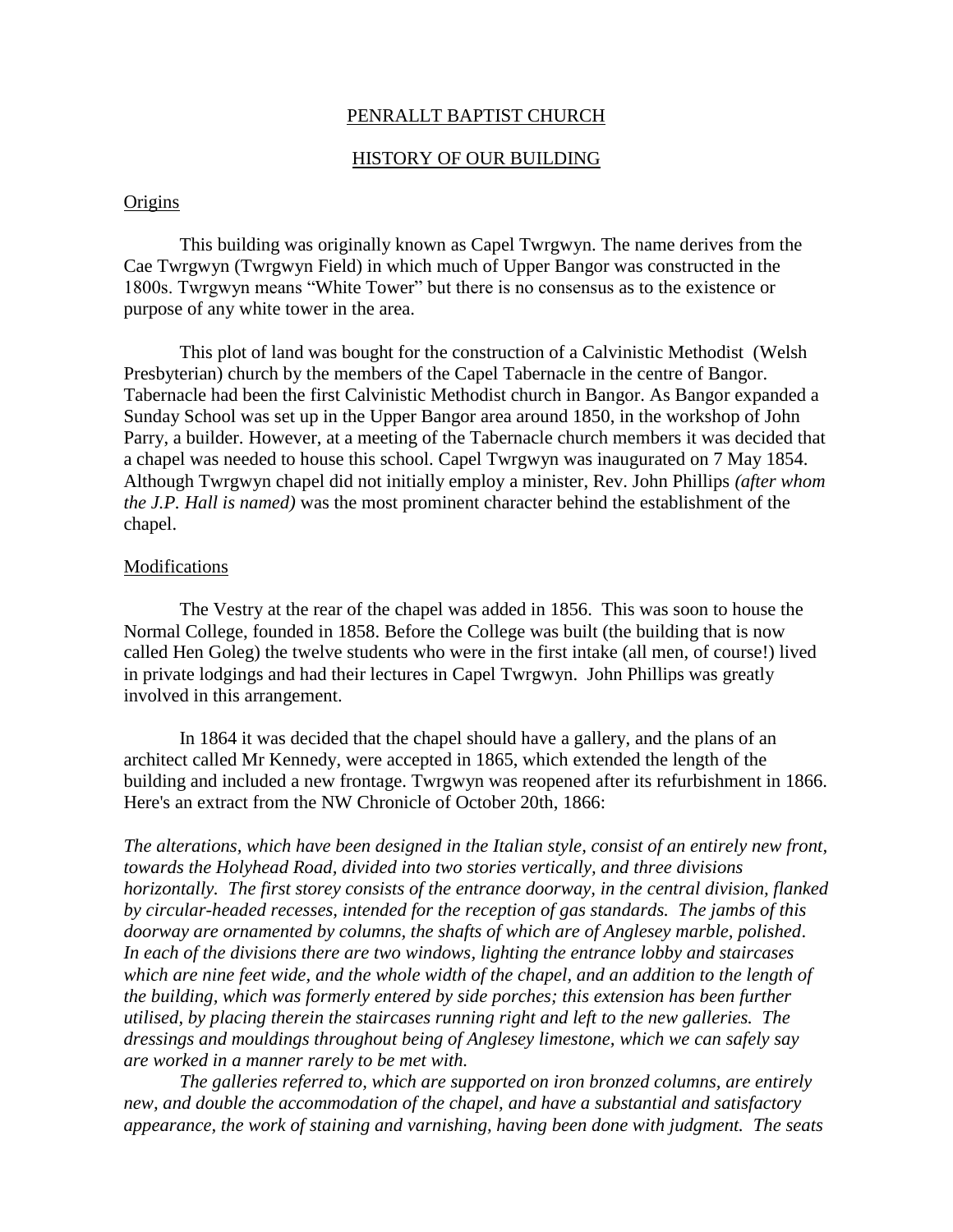# PENRALLT BAPTIST CHURCH

## HISTORY OF OUR BUILDING

### Origins

This building was originally known as Capel Twrgwyn. The name derives from the Cae Twrgwyn (Twrgwyn Field) in which much of Upper Bangor was constructed in the 1800s. Twrgwyn means "White Tower" but there is no consensus as to the existence or purpose of any white tower in the area.

This plot of land was bought for the construction of a Calvinistic Methodist (Welsh Presbyterian) church by the members of the Capel Tabernacle in the centre of Bangor. Tabernacle had been the first Calvinistic Methodist church in Bangor. As Bangor expanded a Sunday School was set up in the Upper Bangor area around 1850, in the workshop of John Parry, a builder. However, at a meeting of the Tabernacle church members it was decided that a chapel was needed to house this school. Capel Twrgwyn was inaugurated on 7 May 1854. Although Twrgwyn chapel did not initially employ a minister, Rev. John Phillips *(after whom the J.P. Hall is named)* was the most prominent character behind the establishment of the chapel.

### Modifications

The Vestry at the rear of the chapel was added in 1856. This was soon to house the Normal College, founded in 1858. Before the College was built (the building that is now called Hen Goleg) the twelve students who were in the first intake (all men, of course!) lived in private lodgings and had their lectures in Capel Twrgwyn. John Phillips was greatly involved in this arrangement.

In 1864 it was decided that the chapel should have a gallery, and the plans of an architect called Mr Kennedy, were accepted in 1865, which extended the length of the building and included a new frontage. Twrgwyn was reopened after its refurbishment in 1866. Here's an extract from the NW Chronicle of October 20th, 1866:

*The alterations, which have been designed in the Italian style, consist of an entirely new front, towards the Holyhead Road, divided into two stories vertically, and three divisions horizontally. The first storey consists of the entrance doorway, in the central division, flanked by circular-headed recesses, intended for the reception of gas standards. The jambs of this doorway are ornamented by columns, the shafts of which are of Anglesey marble, polished. In each of the divisions there are two windows, lighting the entrance lobby and staircases which are nine feet wide, and the whole width of the chapel, and an addition to the length of the building, which was formerly entered by side porches; this extension has been further utilised, by placing therein the staircases running right and left to the new galleries. The dressings and mouldings throughout being of Anglesey limestone, which we can safely say are worked in a manner rarely to be met with.*

*The galleries referred to, which are supported on iron bronzed columns, are entirely new, and double the accommodation of the chapel, and have a substantial and satisfactory appearance, the work of staining and varnishing, having been done with judgment. The seats*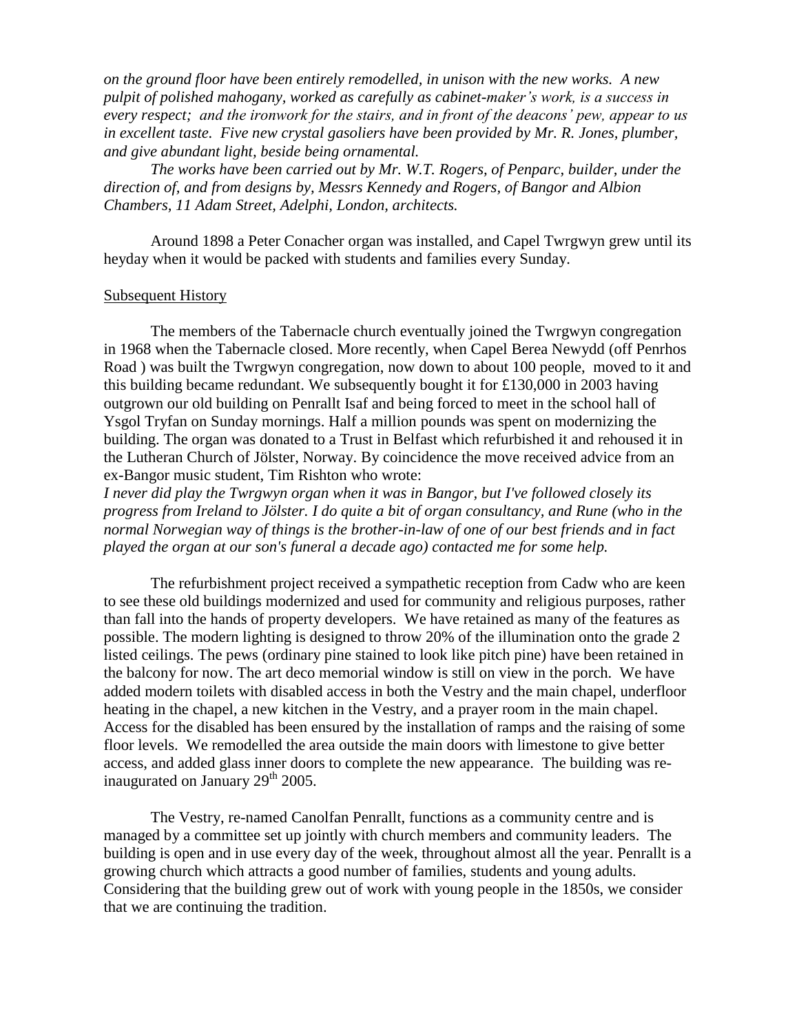*on the ground floor have been entirely remodelled, in unison with the new works. A new pulpit of polished mahogany, worked as carefully as cabinet-maker's work, is a success in every respect; and the ironwork for the stairs, and in front of the deacons' pew, appear to us in excellent taste. Five new crystal gasoliers have been provided by Mr. R. Jones, plumber, and give abundant light, beside being ornamental.*

*The works have been carried out by Mr. W.T. Rogers, of Penparc, builder, under the direction of, and from designs by, Messrs Kennedy and Rogers, of Bangor and Albion Chambers, 11 Adam Street, Adelphi, London, architects.*

Around 1898 a Peter Conacher organ was installed, and Capel Twrgwyn grew until its heyday when it would be packed with students and families every Sunday.

## Subsequent History

The members of the Tabernacle church eventually joined the Twrgwyn congregation in 1968 when the Tabernacle closed. More recently, when Capel Berea Newydd (off Penrhos Road ) was built the Twrgwyn congregation, now down to about 100 people, moved to it and this building became redundant. We subsequently bought it for £130,000 in 2003 having outgrown our old building on Penrallt Isaf and being forced to meet in the school hall of Ysgol Tryfan on Sunday mornings. Half a million pounds was spent on modernizing the building. The organ was donated to a Trust in Belfast which refurbished it and rehoused it in the Lutheran Church of Jölster, Norway. By coincidence the move received advice from an ex-Bangor music student, Tim Rishton who wrote:

*I never did play the Twrgwyn organ when it was in Bangor, but I've followed closely its progress from Ireland to Jölster. I do quite a bit of organ consultancy, and Rune (who in the normal Norwegian way of things is the brother-in-law of one of our best friends and in fact played the organ at our son's funeral a decade ago) contacted me for some help.*

The refurbishment project received a sympathetic reception from Cadw who are keen to see these old buildings modernized and used for community and religious purposes, rather than fall into the hands of property developers. We have retained as many of the features as possible. The modern lighting is designed to throw 20% of the illumination onto the grade 2 listed ceilings. The pews (ordinary pine stained to look like pitch pine) have been retained in the balcony for now. The art deco memorial window is still on view in the porch. We have added modern toilets with disabled access in both the Vestry and the main chapel, underfloor heating in the chapel, a new kitchen in the Vestry, and a prayer room in the main chapel. Access for the disabled has been ensured by the installation of ramps and the raising of some floor levels. We remodelled the area outside the main doors with limestone to give better access, and added glass inner doors to complete the new appearance. The building was re-inaugurated on January 29th 2005.

The Vestry, re-named Canolfan Penrallt, functions as a community centre and is managed by a committee set up jointly with church members and community leaders. The building is open and in use every day of the week, throughout almost all the year. Penrallt is a growing church which attracts a good number of families, students and young adults. Considering that the building grew out of work with young people in the 1850s, we consider that we are continuing the tradition.